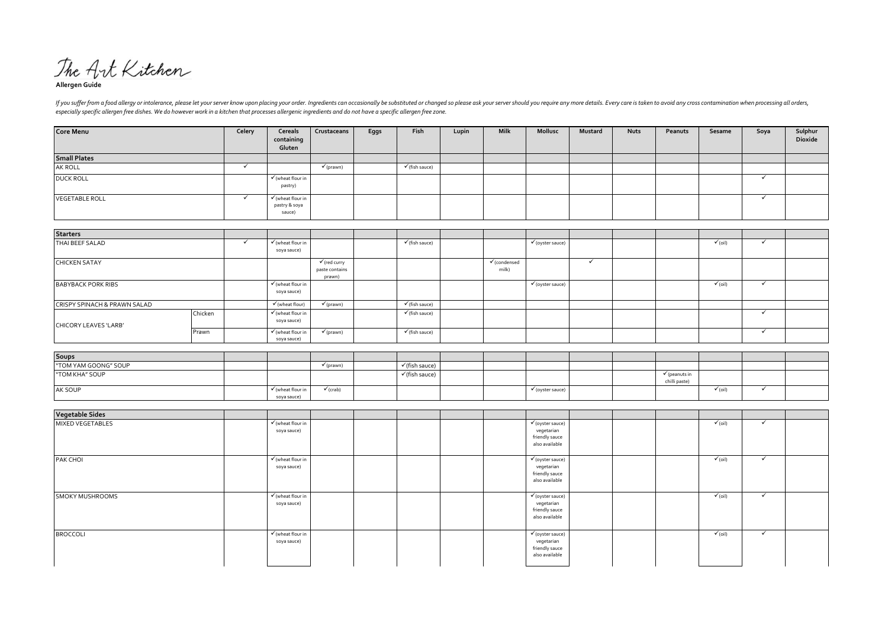The Art Kitchen

**Allergen Guide**

*If you suffer from a food allergy or intolerance, please let your server know upon placing your order. Ingredients can occasionally be substituted or changed so please ask your server should you require any more details. Every care is taken to avoid any cross contamination when processing all orders, especially specific allergen free dishes. We do however work in a kitchen that processes allergenic ingredients and do not have a specific allergen free zone.*

| Core Menu | | Celery | Cereals containing Gluten | Crustaceans | Eggs | Fish | Lupin | Milk | Mollusc | Mustard | Nuts | Peanuts | Sesame | Soya | Sulphur Dioxide |
|---|---|---|---|---|---|---|---|---|---|---|---|---|---|---|---|
| **Small Plates** | | | | | | | | | | | | | | | |
| AK ROLL | | ✓ | | ✓(prawn) | | ✓(fish sauce) | | | | | | | | | |
| DUCK ROLL | | | ✓(wheat flour in pastry) | | | | | | | | | | | ✓ | |
| VEGETABLE ROLL | | ✓ | ✓(wheat flour in pastry & soya sauce) | | | | | | | | | | | ✓ | |

| Starters | | Celery | Cereals containing Gluten | Crustaceans | Eggs | Fish | Lupin | Milk | Mollusc | Mustard | Nuts | Peanuts | Sesame | Soya | Sulphur Dioxide |
|---|---|---|---|---|---|---|---|---|---|---|---|---|---|---|---|
| THAI BEEF SALAD | | ✓ | ✓(wheat flour in soya sauce) | | | ✓(fish sauce) | | | ✓(oyster sauce) | | | | ✓(oil) | ✓ | |
| CHICKEN SATAY | | | | ✓(red curry paste contains prawn) | | | | ✓(condensed milk) | | ✓ | | | | | |
| BABYBACK PORK RIBS | | | ✓(wheat flour in soya sauce) | | | | | | ✓(oyster sauce) | | | | ✓(oil) | ✓ | |
| CRISPY SPINACH & PRAWN SALAD | | | ✓(wheat flour) | ✓(prawn) | | ✓(fish sauce) | | | | | | | | | |
| CHICORY LEAVES 'LARB' | Chicken | | ✓(wheat flour in soya sauce) | | | ✓(fish sauce) | | | | | | | | ✓ | |
| | Prawn | | ✓(wheat flour in soya sauce) | ✓(prawn) | | ✓(fish sauce) | | | | | | | | ✓ | |

| Soups | Celery | Cereals containing Gluten | Crustaceans | Eggs | Fish | Lupin | Milk | Mollusc | Mustard | Nuts | Peanuts | Sesame | Soya | Sulphur Dioxide |
|---|---|---|---|---|---|---|---|---|---|---|---|---|---|---|
| "TOM YAM GOONG" SOUP | | | ✓(prawn) | | ✓(fish sauce) | | | | | | | | | |
| "TOM KHA" SOUP | | | | | ✓(fish sauce) | | | | | | ✓(peanuts in chilli paste) | | | |
| AK SOUP | | ✓(wheat flour in soya sauce) | ✓(crab) | | | | | ✓(oyster sauce) | | | | ✓(oil) | ✓ | |

| Vegetable Sides | Celery | Cereals containing Gluten | Crustaceans | Eggs | Fish | Lupin | Milk | Mollusc | Mustard | Nuts | Peanuts | Sesame | Soya | Sulphur Dioxide |
|---|---|---|---|---|---|---|---|---|---|---|---|---|---|---|
| MIXED VEGETABLES | | ✓(wheat flour in soya sauce) | | | | | | ✓(oyster sauce) vegetarian friendly sauce also available | | | | ✓(oil) | ✓ | |
| PAK CHOI | | ✓(wheat flour in soya sauce) | | | | | | ✓(oyster sauce) vegetarian friendly sauce also available | | | | ✓(oil) | ✓ | |
| SMOKY MUSHROOMS | | ✓(wheat flour in soya sauce) | | | | | | ✓(oyster sauce) vegetarian friendly sauce also available | | | | ✓(oil) | ✓ | |
| BROCCOLI | | ✓(wheat flour in soya sauce) | | | | | | ✓(oyster sauce) vegetarian friendly sauce also available | | | | ✓(oil) | ✓ | |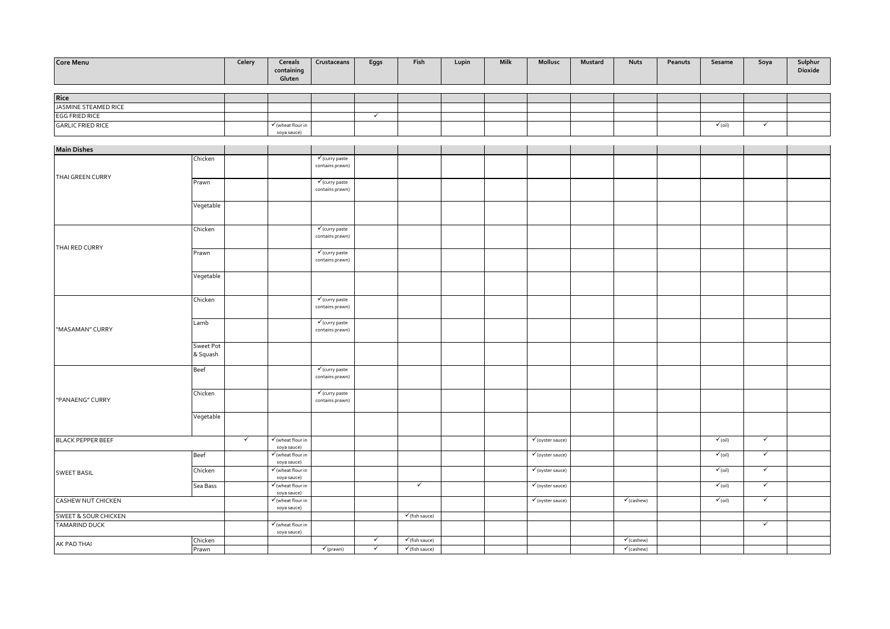| Core Menu | | Celery | Cereals containing Gluten | Crustaceans | Eggs | Fish | Lupin | Milk | Mollusc | Mustard | Nuts | Peanuts | Sesame | Soya | Sulphur Dioxide |
|---|---|---|---|---|---|---|---|---|---|---|---|---|---|---|---|
| **Rice** | | | | | | | | | | | | | | | |
| JASMINE STEAMED RICE | | | | | | | | | | | | | | | |
| EGG FRIED RICE | | | | | ✓ | | | | | | | | | | |
| GARLIC FRIED RICE | | | ✓(wheat flour in soya sauce) | | | | | | | | | | ✓(oil) | ✓ | |
| **Main Dishes** | | | | | | | | | | | | | | | |
| THAI GREEN CURRY | Chicken | | | ✓(curry paste contains prawn) | | | | | | | | | | | |
| | Prawn | | | ✓(curry paste contains prawn) | | | | | | | | | | | |
| | Vegetable | | | | | | | | | | | | | | |
| THAI RED CURRY | Chicken | | | ✓(curry paste contains prawn) | | | | | | | | | | | |
| | Prawn | | | ✓(curry paste contains prawn) | | | | | | | | | | | |
| | Vegetable | | | | | | | | | | | | | | |
| "MASAMAN" CURRY | Chicken | | | ✓(curry paste contains prawn) | | | | | | | | | | | |
| | Lamb | | | ✓(curry paste contains prawn) | | | | | | | | | | | |
| | Sweet Pot & Squash | | | | | | | | | | | | | | |
| "PANAENG" CURRY | Beef | | | ✓(curry paste contains prawn) | | | | | | | | | | | |
| | Chicken | | | ✓(curry paste contains prawn) | | | | | | | | | | | |
| | Vegetable | | | | | | | | | | | | | | |
| BLACK PEPPER BEEF | | ✓ | ✓(wheat flour in soya sauce) | | | | | | ✓(oyster sauce) | | | | ✓(oil) | ✓ | |
| SWEET BASIL | Beef | | ✓(wheat flour in soya sauce) | | | | | | ✓(oyster sauce) | | | | ✓(oil) | ✓ | |
| | Chicken | | ✓(wheat flour in soya sauce) | | | | | | ✓(oyster sauce) | | | | ✓(oil) | ✓ | |
| | Sea Bass | | ✓(wheat flour in soya sauce) | | | ✓ | | | ✓(oyster sauce) | | | | ✓(oil) | ✓ | |
| CASHEW NUT CHICKEN | | | ✓(wheat flour in soya sauce) | | | | | | ✓(oyster sauce) | | ✓(cashew) | | ✓(oil) | ✓ | |
| SWEET & SOUR CHICKEN | | | | | | ✓(fish sauce) | | | | | | | | | |
| TAMARIND DUCK | | | ✓(wheat flour in soya sauce) | | | | | | | | | | | ✓ | |
| AK PAD THAI | Chicken | | | | ✓ | ✓(fish sauce) | | | | | ✓(cashew) | | | | |
| | Prawn | | | ✓(prawn) | ✓ | ✓(fish sauce) | | | | | ✓(cashew) | | | | |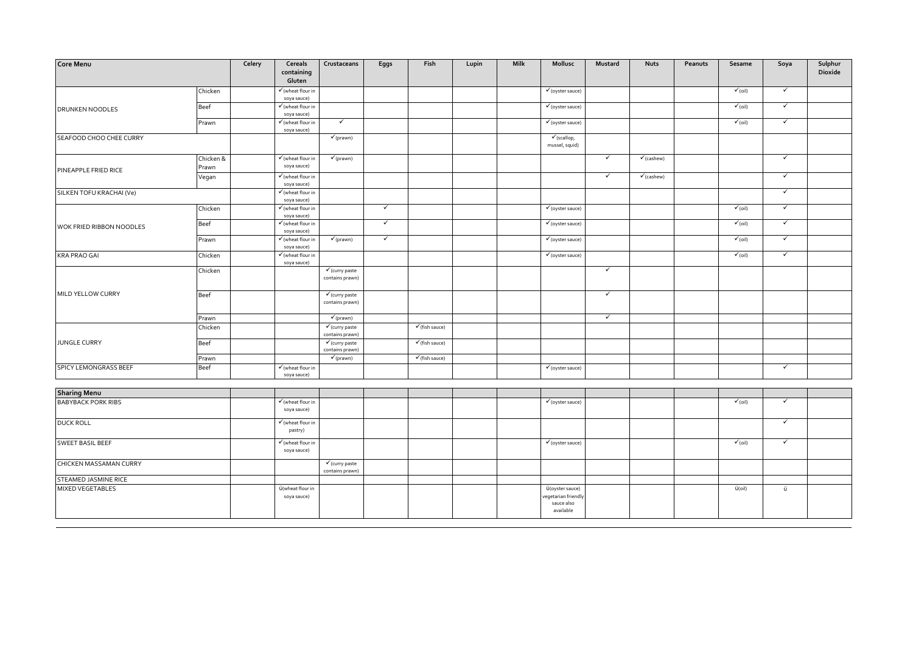| Core Menu | | Celery | Cereals containing Gluten | Crustaceans | Eggs | Fish | Lupin | Milk | Mollusc | Mustard | Nuts | Peanuts | Sesame | Soya | Sulphur Dioxide |
|---|---|---|---|---|---|---|---|---|---|---|---|---|---|---|---|
| DRUNKEN NOODLES | Chicken | | ✓(wheat flour in soya sauce) | | | | | | ✓(oyster sauce) | | | | ✓(oil) | ✓ | |
| | Beef | | ✓(wheat flour in soya sauce) | | | | | | ✓(oyster sauce) | | | | ✓(oil) | ✓ | |
| | Prawn | | ✓(wheat flour in soya sauce) | ✓ | | | | | ✓(oyster sauce) | | | | ✓(oil) | ✓ | |
| SEAFOOD CHOO CHEE CURRY | | | | ✓(prawn) | | | | | ✓(scallop, mussel, squid) | | | | | | |
| PINEAPPLE FRIED RICE | Chicken & Prawn | | ✓(wheat flour in soya sauce) | ✓(prawn) | | | | | | ✓ | ✓(cashew) | | | ✓ | |
| | Vegan | | ✓(wheat flour in soya sauce) | | | | | | | ✓ | ✓(cashew) | | | ✓ | |
| SILKEN TOFU KRACHAI (Ve) | | | ✓(wheat flour in soya sauce) | | | | | | | | | | | ✓ | |
| WOK FRIED RIBBON NOODLES | Chicken | | ✓(wheat flour in soya sauce) | | ✓ | | | | ✓(oyster sauce) | | | | ✓(oil) | ✓ | |
| | Beef | | ✓(wheat flour in soya sauce) | | ✓ | | | | ✓(oyster sauce) | | | | ✓(oil) | ✓ | |
| | Prawn | | ✓(wheat flour in soya sauce) | ✓(prawn) | ✓ | | | | ✓(oyster sauce) | | | | ✓(oil) | ✓ | |
| KRA PRAO GAI | Chicken | | ✓(wheat flour in soya sauce) | | | | | | ✓(oyster sauce) | | | | ✓(oil) | ✓ | |
| MILD YELLOW CURRY | Chicken | | | ✓(curry paste contains prawn) | | | | | | ✓ | | | | | |
| | Beef | | | ✓(curry paste contains prawn) | | | | | | ✓ | | | | | |
| | Prawn | | | ✓(prawn) | | | | | | ✓ | | | | | |
| JUNGLE CURRY | Chicken | | | ✓(curry paste contains prawn) | | ✓(fish sauce) | | | | | | | | | |
| | Beef | | | ✓(curry paste contains prawn) | | ✓(fish sauce) | | | | | | | | | |
| | Prawn | | | ✓(prawn) | | ✓(fish sauce) | | | | | | | | | |
| SPICY LEMONGRASS BEEF | Beef | | ✓(wheat flour in soya sauce) | | | | | | ✓(oyster sauce) | | | | | ✓ | |
| **Sharing Menu** | | | | | | | | | | | | | | | |
| BABYBACK PORK RIBS | | | ✓(wheat flour in soya sauce) | | | | | | ✓(oyster sauce) | | | | ✓(oil) | ✓ | |
| DUCK ROLL | | | ✓(wheat flour in pastry) | | | | | | | | | | | ✓ | |
| SWEET BASIL BEEF | | | ✓(wheat flour in soya sauce) | | | | | | ✓(oyster sauce) | | | | ✓(oil) | ✓ | |
| CHICKEN MASSAMAN CURRY | | | | ✓(curry paste contains prawn) | | | | | | | | | | | |
| STEAMED JASMINE RICE | | | | | | | | | | | | | | | |
| MIXED VEGETABLES | | | ü(wheat flour in soya sauce) | | | | | | ü(oyster sauce) vegetarian friendly sauce also available | | | | ü(oil) | ü | |